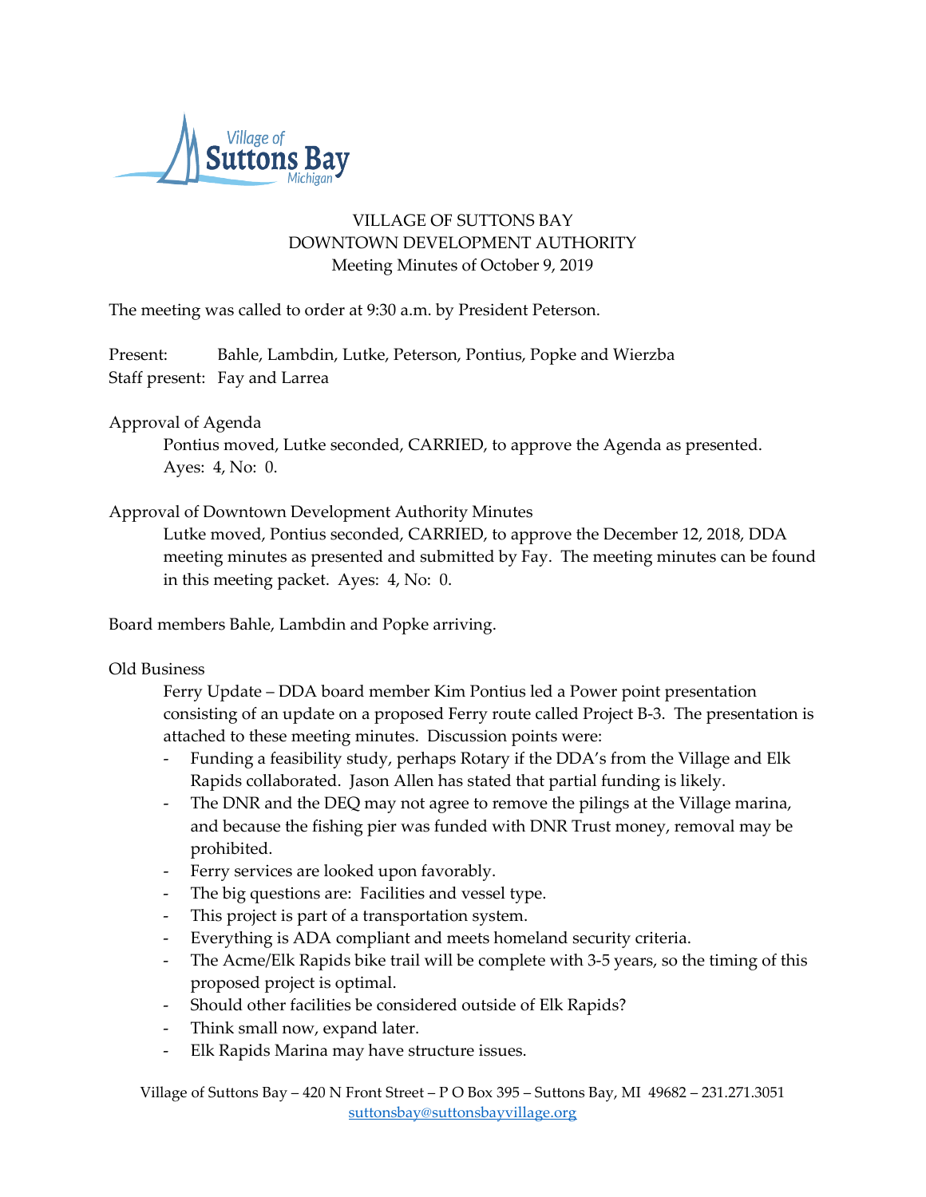VILLAGE OF SUTTONS BAY
DOWNTOWN DEVELOPMENT AUTHORITY
Meeting Minutes of October 9, 2019

The meeting was called to order at 9:30 a.m. by President Peterson.

Present: Bahle, Lambdin, Lutke, Peterson, Pontius, Popke and Wierzba
Staff present: Fay and Larrea

Approval of Agenda

Pontius moved, Lutke seconded, CARRIED, to approve the Agenda as presented. Ayes: 4, No: 0.

Approval of Downtown Development Authority Minutes

Lutke moved, Pontius seconded, CARRIED, to approve the December 12, 2018, DDA meeting minutes as presented and submitted by Fay. The meeting minutes can be found in this meeting packet. Ayes: 4, No: 0.

Board members Bahle, Lambdin and Popke arriving.

Old Business

Ferry Update – DDA board member Kim Pontius led a Power point presentation consisting of an update on a proposed Ferry route called Project B-3. The presentation is attached to these meeting minutes. Discussion points were:

- Funding a feasibility study, perhaps Rotary if the DDA's from the Village and Elk Rapids collaborated. Jason Allen has stated that partial funding is likely.
- The DNR and the DEQ may not agree to remove the pilings at the Village marina, and because the fishing pier was funded with DNR Trust money, removal may be prohibited.
- Ferry services are looked upon favorably.
- The big questions are: Facilities and vessel type.
- This project is part of a transportation system.
- Everything is ADA compliant and meets homeland security criteria.
- The Acme/Elk Rapids bike trail will be complete with 3-5 years, so the timing of this proposed project is optimal.
- Should other facilities be considered outside of Elk Rapids?
- Think small now, expand later.
- Elk Rapids Marina may have structure issues.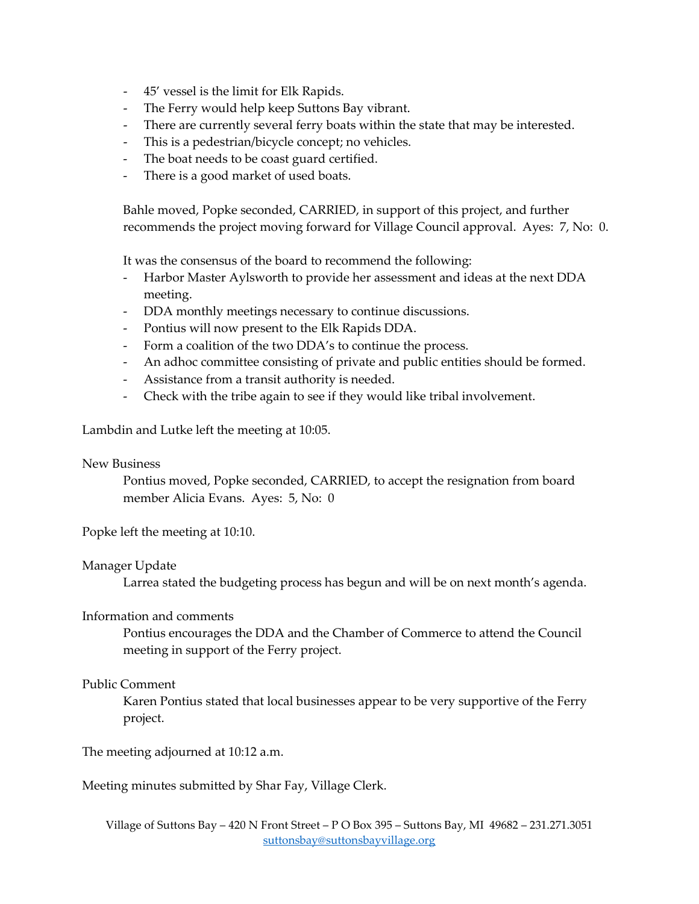- 45' vessel is the limit for Elk Rapids.
- The Ferry would help keep Suttons Bay vibrant.
- There are currently several ferry boats within the state that may be interested.
- This is a pedestrian/bicycle concept; no vehicles.
- The boat needs to be coast guard certified.
- There is a good market of used boats.

Bahle moved, Popke seconded, CARRIED, in support of this project, and further recommends the project moving forward for Village Council approval. Ayes: 7, No: 0.

It was the consensus of the board to recommend the following:

- Harbor Master Aylsworth to provide her assessment and ideas at the next DDA meeting.
- DDA monthly meetings necessary to continue discussions.
- Pontius will now present to the Elk Rapids DDA.
- Form a coalition of the two DDA's to continue the process.
- An adhoc committee consisting of private and public entities should be formed.
- Assistance from a transit authority is needed.
- Check with the tribe again to see if they would like tribal involvement.

Lambdin and Lutke left the meeting at 10:05.

New Business

Pontius moved, Popke seconded, CARRIED, to accept the resignation from board member Alicia Evans. Ayes: 5, No: 0

Popke left the meeting at 10:10.

Manager Update

Larrea stated the budgeting process has begun and will be on next month's agenda.

Information and comments

Pontius encourages the DDA and the Chamber of Commerce to attend the Council meeting in support of the Ferry project.

Public Comment

Karen Pontius stated that local businesses appear to be very supportive of the Ferry project.

The meeting adjourned at 10:12 a.m.

Meeting minutes submitted by Shar Fay, Village Clerk.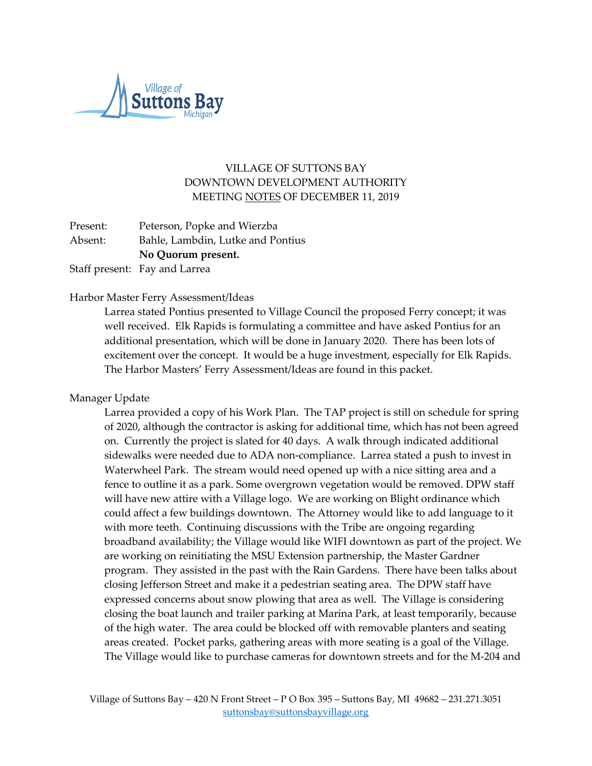VILLAGE OF SUTTONS BAY
DOWNTOWN DEVELOPMENT AUTHORITY
MEETING NOTES OF DECEMBER 11, 2019

Present: Peterson, Popke and Wierzba
Absent: Bahle, Lambdin, Lutke and Pontius
**No Quorum present.**
Staff present: Fay and Larrea

Harbor Master Ferry Assessment/Ideas

Larrea stated Pontius presented to Village Council the proposed Ferry concept; it was well received. Elk Rapids is formulating a committee and have asked Pontius for an additional presentation, which will be done in January 2020. There has been lots of excitement over the concept. It would be a huge investment, especially for Elk Rapids. The Harbor Masters' Ferry Assessment/Ideas are found in this packet.

Manager Update

Larrea provided a copy of his Work Plan. The TAP project is still on schedule for spring of 2020, although the contractor is asking for additional time, which has not been agreed on. Currently the project is slated for 40 days. A walk through indicated additional sidewalks were needed due to ADA non-compliance. Larrea stated a push to invest in Waterwheel Park. The stream would need opened up with a nice sitting area and a fence to outline it as a park. Some overgrown vegetation would be removed. DPW staff will have new attire with a Village logo. We are working on Blight ordinance which could affect a few buildings downtown. The Attorney would like to add language to it with more teeth. Continuing discussions with the Tribe are ongoing regarding broadband availability; the Village would like WIFI downtown as part of the project. We are working on reinitiating the MSU Extension partnership, the Master Gardner program. They assisted in the past with the Rain Gardens. There have been talks about closing Jefferson Street and make it a pedestrian seating area. The DPW staff have expressed concerns about snow plowing that area as well. The Village is considering closing the boat launch and trailer parking at Marina Park, at least temporarily, because of the high water. The area could be blocked off with removable planters and seating areas created. Pocket parks, gathering areas with more seating is a goal of the Village. The Village would like to purchase cameras for downtown streets and for the M-204 and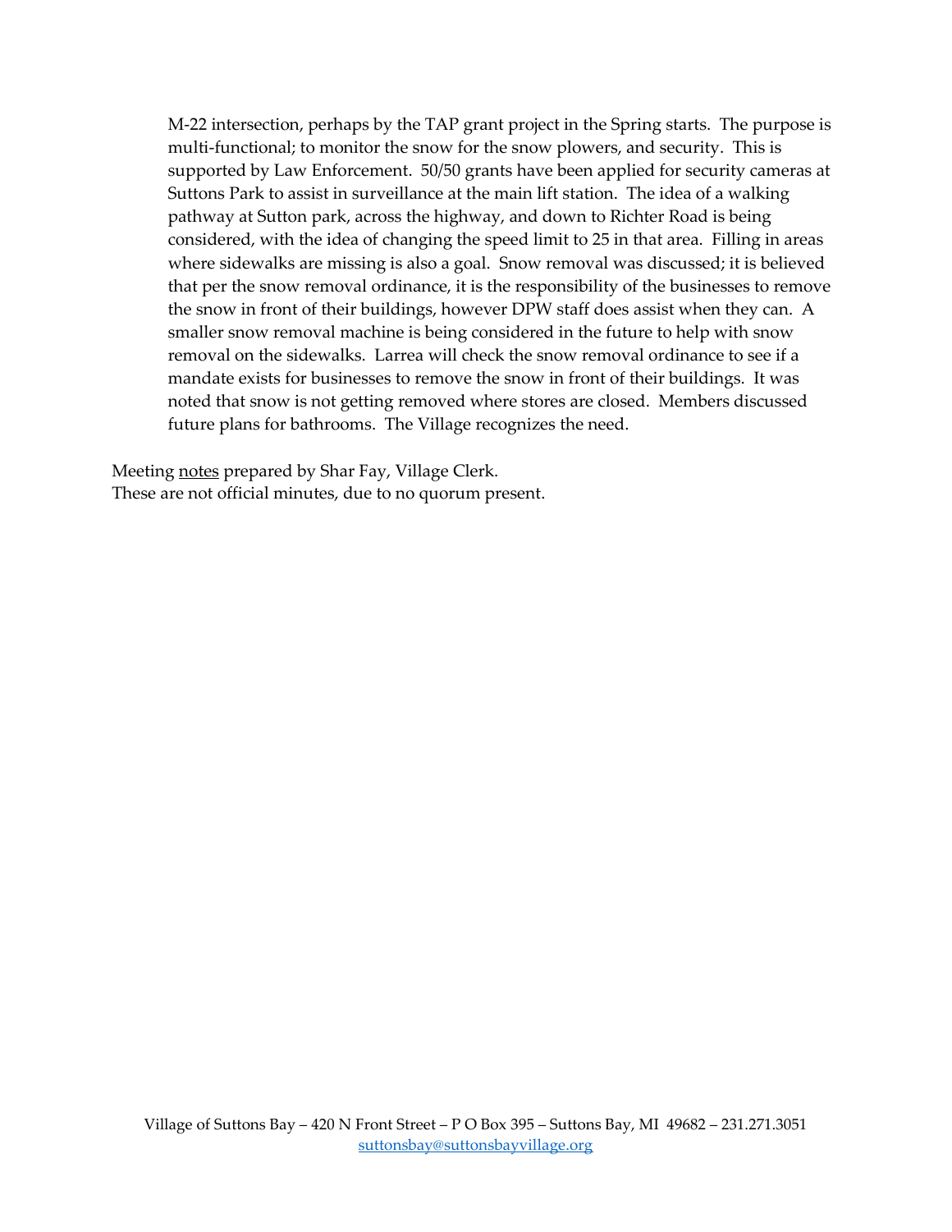M-22 intersection, perhaps by the TAP grant project in the Spring starts. The purpose is multi-functional; to monitor the snow for the snow plowers, and security. This is supported by Law Enforcement. 50/50 grants have been applied for security cameras at Suttons Park to assist in surveillance at the main lift station. The idea of a walking pathway at Sutton park, across the highway, and down to Richter Road is being considered, with the idea of changing the speed limit to 25 in that area. Filling in areas where sidewalks are missing is also a goal. Snow removal was discussed; it is believed that per the snow removal ordinance, it is the responsibility of the businesses to remove the snow in front of their buildings, however DPW staff does assist when they can. A smaller snow removal machine is being considered in the future to help with snow removal on the sidewalks. Larrea will check the snow removal ordinance to see if a mandate exists for businesses to remove the snow in front of their buildings. It was noted that snow is not getting removed where stores are closed. Members discussed future plans for bathrooms. The Village recognizes the need.

Meeting notes prepared by Shar Fay, Village Clerk.
These are not official minutes, due to no quorum present.

Village of Suttons Bay – 420 N Front Street – P O Box 395 – Suttons Bay, MI 49682 – 231.271.3051
suttonsbay@suttonsbayvillage.org